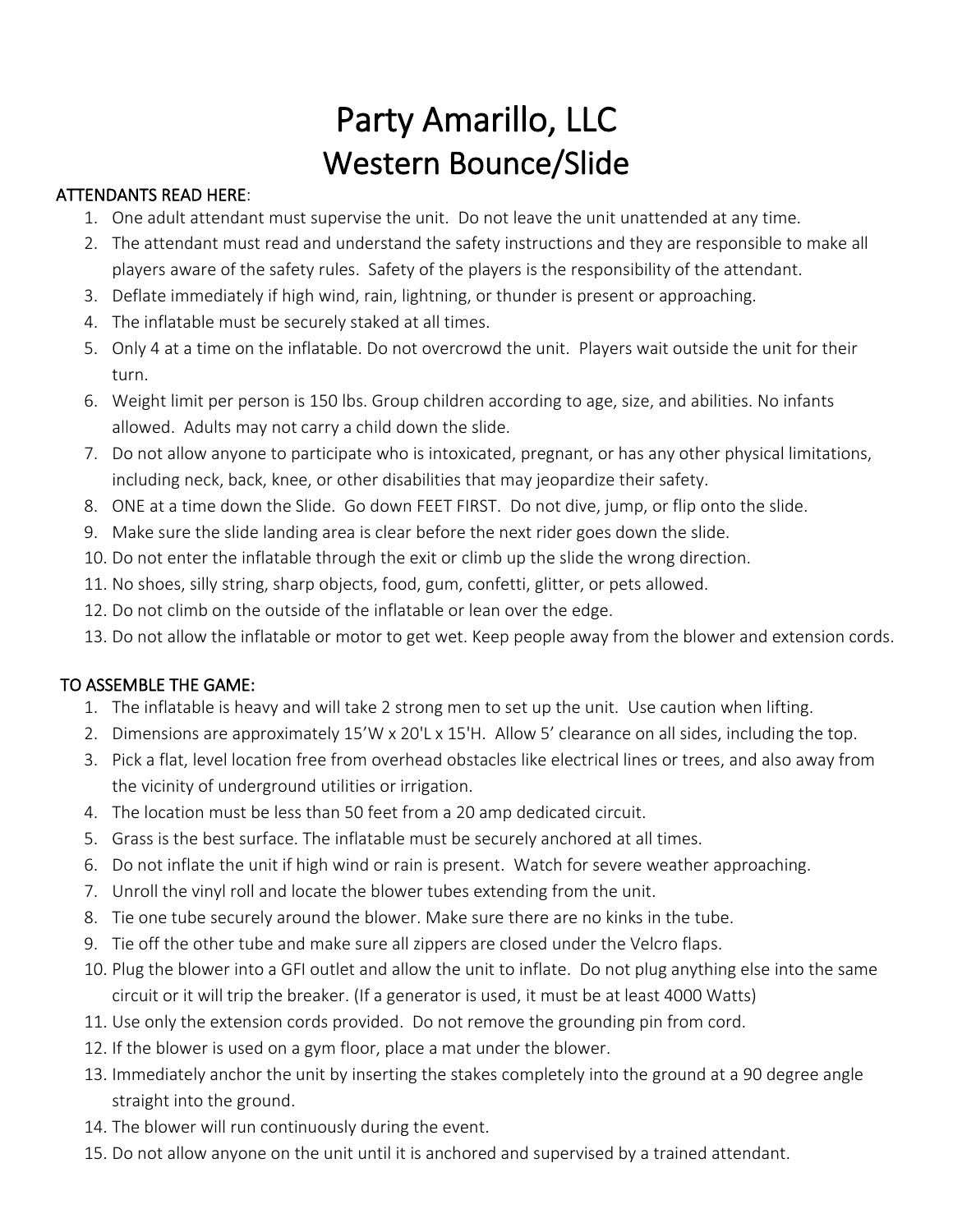# Party Amarillo, LLC
# Western Bounce/Slide

**ATTENDANTS READ HERE**:

1. One adult attendant must supervise the unit. Do not leave the unit unattended at any time.
2. The attendant must read and understand the safety instructions and they are responsible to make all players aware of the safety rules. Safety of the players is the responsibility of the attendant.
3. Deflate immediately if high wind, rain, lightning, or thunder is present or approaching.
4. The inflatable must be securely staked at all times.
5. Only 4 at a time on the inflatable. Do not overcrowd the unit. Players wait outside the unit for their turn.
6. Weight limit per person is 150 lbs. Group children according to age, size, and abilities. No infants allowed. Adults may not carry a child down the slide.
7. Do not allow anyone to participate who is intoxicated, pregnant, or has any other physical limitations, including neck, back, knee, or other disabilities that may jeopardize their safety.
8. ONE at a time down the Slide. Go down FEET FIRST. Do not dive, jump, or flip onto the slide.
9. Make sure the slide landing area is clear before the next rider goes down the slide.
10. Do not enter the inflatable through the exit or climb up the slide the wrong direction.
11. No shoes, silly string, sharp objects, food, gum, confetti, glitter, or pets allowed.
12. Do not climb on the outside of the inflatable or lean over the edge.
13. Do not allow the inflatable or motor to get wet. Keep people away from the blower and extension cords.

**TO ASSEMBLE THE GAME:**

1. The inflatable is heavy and will take 2 strong men to set up the unit. Use caution when lifting.
2. Dimensions are approximately 15'W x 20'L x 15'H. Allow 5' clearance on all sides, including the top.
3. Pick a flat, level location free from overhead obstacles like electrical lines or trees, and also away from the vicinity of underground utilities or irrigation.
4. The location must be less than 50 feet from a 20 amp dedicated circuit.
5. Grass is the best surface. The inflatable must be securely anchored at all times.
6. Do not inflate the unit if high wind or rain is present. Watch for severe weather approaching.
7. Unroll the vinyl roll and locate the blower tubes extending from the unit.
8. Tie one tube securely around the blower. Make sure there are no kinks in the tube.
9. Tie off the other tube and make sure all zippers are closed under the Velcro flaps.
10. Plug the blower into a GFI outlet and allow the unit to inflate. Do not plug anything else into the same circuit or it will trip the breaker. (If a generator is used, it must be at least 4000 Watts)
11. Use only the extension cords provided. Do not remove the grounding pin from cord.
12. If the blower is used on a gym floor, place a mat under the blower.
13. Immediately anchor the unit by inserting the stakes completely into the ground at a 90 degree angle straight into the ground.
14. The blower will run continuously during the event.
15. Do not allow anyone on the unit until it is anchored and supervised by a trained attendant.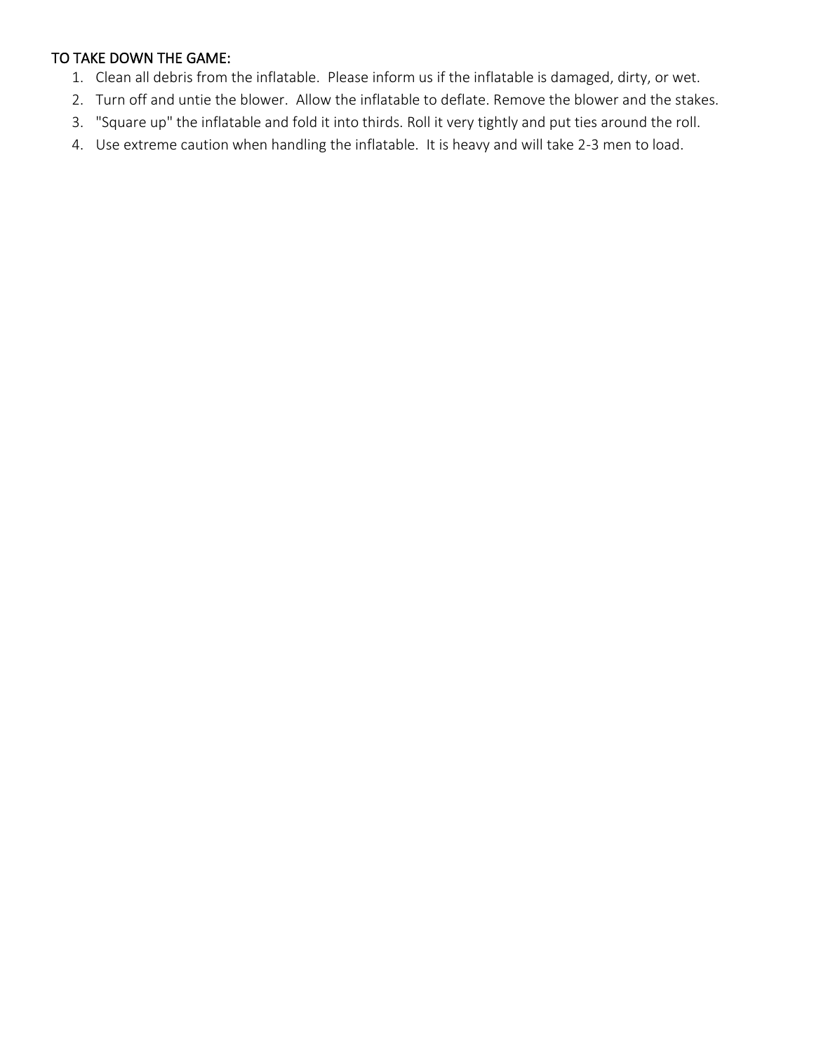TO TAKE DOWN THE GAME:

1. Clean all debris from the inflatable.  Please inform us if the inflatable is damaged, dirty, or wet.
2. Turn off and untie the blower.  Allow the inflatable to deflate. Remove the blower and the stakes.
3. "Square up" the inflatable and fold it into thirds. Roll it very tightly and put ties around the roll.
4. Use extreme caution when handling the inflatable.  It is heavy and will take 2-3 men to load.